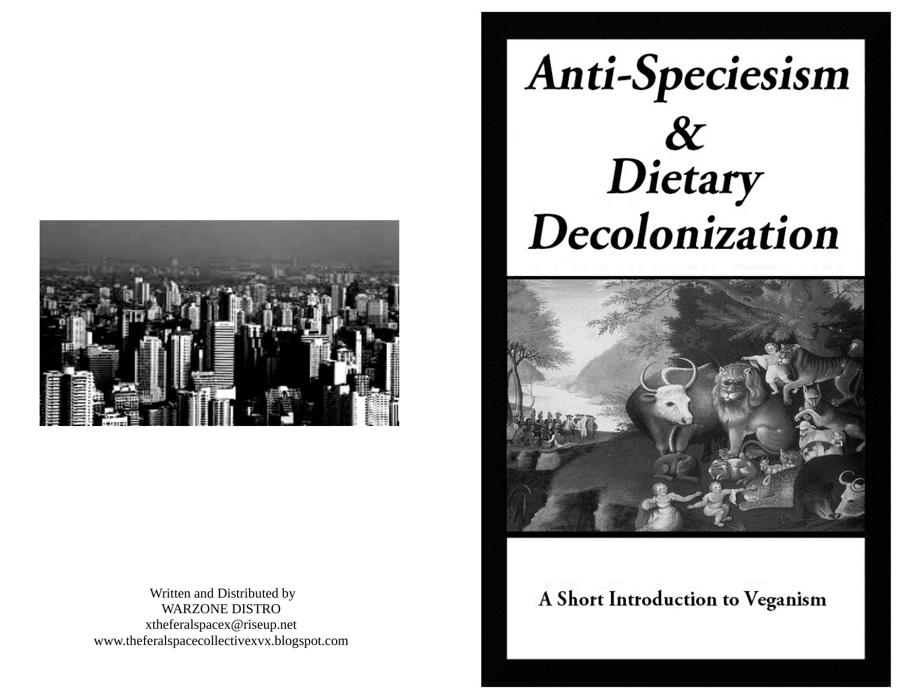# Anti-Speciesism & Dietary Decolonization

A Short Introduction to Veganism

Written and Distributed by
WARZONE DISTRO
xtheferalspacex@riseup.net
www.theferalspacecollectivexvx.blogspot.com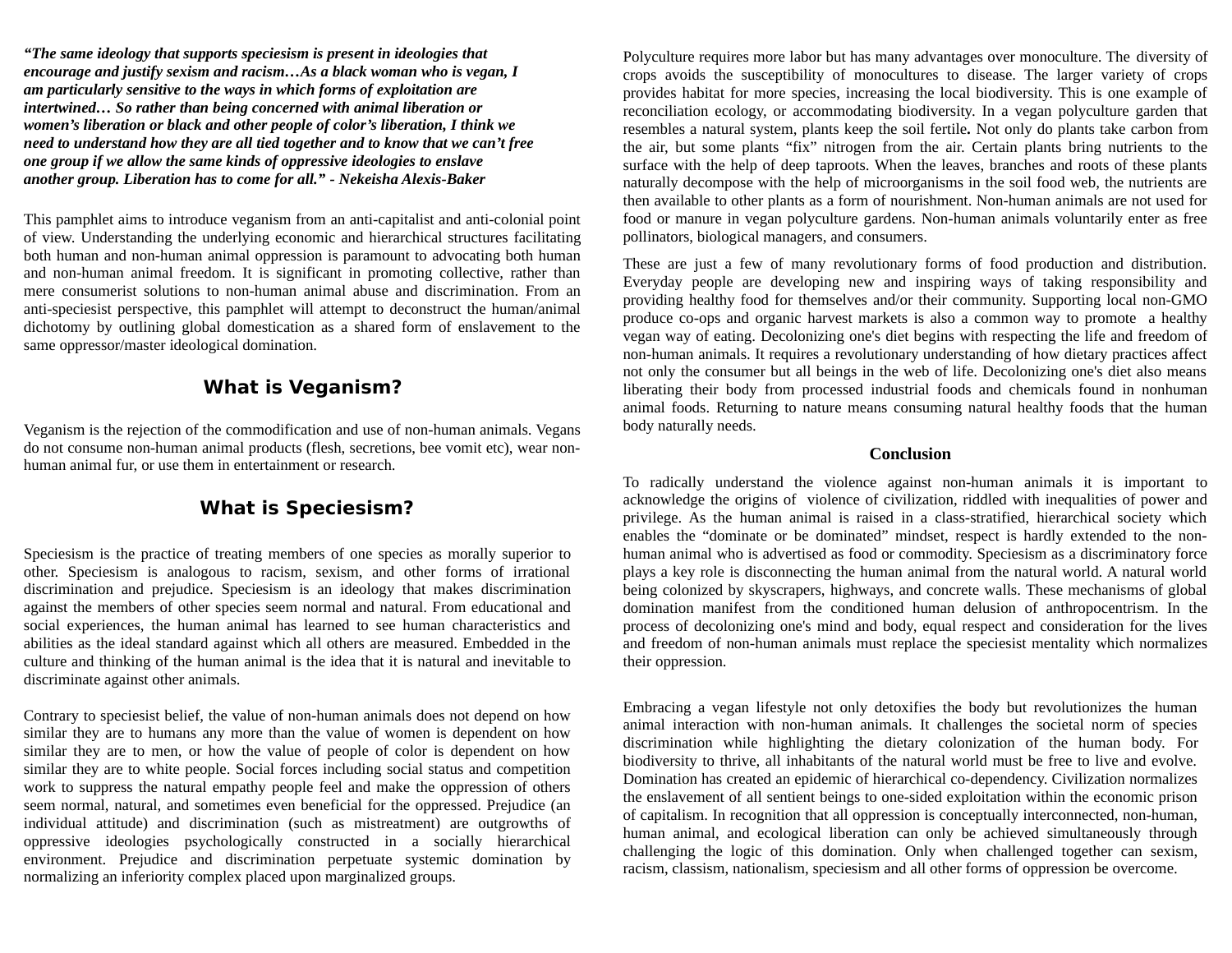***"The same ideology that supports speciesism is present in ideologies that encourage and justify sexism and racism…As a black woman who is vegan, I am particularly sensitive to the ways in which forms of exploitation are intertwined… So rather than being concerned with animal liberation or women's liberation or black and other people of color's liberation, I think we need to understand how they are all tied together and to know that we can't free one group if we allow the same kinds of oppressive ideologies to enslave another group. Liberation has to come for all." - Nekeisha Alexis-Baker***

This pamphlet aims to introduce veganism from an anti-capitalist and anti-colonial point of view. Understanding the underlying economic and hierarchical structures facilitating both human and non-human animal oppression is paramount to advocating both human and non-human animal freedom. It is significant in promoting collective, rather than mere consumerist solutions to non-human animal abuse and discrimination. From an anti-speciesist perspective, this pamphlet will attempt to deconstruct the human/animal dichotomy by outlining global domestication as a shared form of enslavement to the same oppressor/master ideological domination.

## What is Veganism?

Veganism is the rejection of the commodification and use of non-human animals. Vegans do not consume non-human animal products (flesh, secretions, bee vomit etc), wear non-human animal fur, or use them in entertainment or research.

## What is Speciesism?

Speciesism is the practice of treating members of one species as morally superior to other. Speciesism is analogous to racism, sexism, and other forms of irrational discrimination and prejudice. Speciesism is an ideology that makes discrimination against the members of other species seem normal and natural. From educational and social experiences, the human animal has learned to see human characteristics and abilities as the ideal standard against which all others are measured. Embedded in the culture and thinking of the human animal is the idea that it is natural and inevitable to discriminate against other animals.

Contrary to speciesist belief, the value of non-human animals does not depend on how similar they are to humans any more than the value of women is dependent on how similar they are to men, or how the value of people of color is dependent on how similar they are to white people. Social forces including social status and competition work to suppress the natural empathy people feel and make the oppression of others seem normal, natural, and sometimes even beneficial for the oppressed. Prejudice (an individual attitude) and discrimination (such as mistreatment) are outgrowths of oppressive ideologies psychologically constructed in a socially hierarchical environment. Prejudice and discrimination perpetuate systemic domination by normalizing an inferiority complex placed upon marginalized groups.

Polyculture requires more labor but has many advantages over monoculture. The diversity of crops avoids the susceptibility of monocultures to disease. The larger variety of crops provides habitat for more species, increasing the local biodiversity. This is one example of reconciliation ecology, or accommodating biodiversity. In a vegan polyculture garden that resembles a natural system, plants keep the soil fertile**.** Not only do plants take carbon from the air, but some plants "fix" nitrogen from the air. Certain plants bring nutrients to the surface with the help of deep taproots. When the leaves, branches and roots of these plants naturally decompose with the help of microorganisms in the soil food web, the nutrients are then available to other plants as a form of nourishment. Non-human animals are not used for food or manure in vegan polyculture gardens. Non-human animals voluntarily enter as free pollinators, biological managers, and consumers.

These are just a few of many revolutionary forms of food production and distribution. Everyday people are developing new and inspiring ways of taking responsibility and providing healthy food for themselves and/or their community. Supporting local non-GMO produce co-ops and organic harvest markets is also a common way to promote a healthy vegan way of eating. Decolonizing one's diet begins with respecting the life and freedom of non-human animals. It requires a revolutionary understanding of how dietary practices affect not only the consumer but all beings in the web of life. Decolonizing one's diet also means liberating their body from processed industrial foods and chemicals found in nonhuman animal foods. Returning to nature means consuming natural healthy foods that the human body naturally needs.

## Conclusion

To radically understand the violence against non-human animals it is important to acknowledge the origins of violence of civilization, riddled with inequalities of power and privilege. As the human animal is raised in a class-stratified, hierarchical society which enables the "dominate or be dominated" mindset, respect is hardly extended to the non-human animal who is advertised as food or commodity. Speciesism as a discriminatory force plays a key role is disconnecting the human animal from the natural world. A natural world being colonized by skyscrapers, highways, and concrete walls. These mechanisms of global domination manifest from the conditioned human delusion of anthropocentrism. In the process of decolonizing one's mind and body, equal respect and consideration for the lives and freedom of non-human animals must replace the speciesist mentality which normalizes their oppression.

Embracing a vegan lifestyle not only detoxifies the body but revolutionizes the human animal interaction with non-human animals. It challenges the societal norm of species discrimination while highlighting the dietary colonization of the human body. For biodiversity to thrive, all inhabitants of the natural world must be free to live and evolve. Domination has created an epidemic of hierarchical co-dependency. Civilization normalizes the enslavement of all sentient beings to one-sided exploitation within the economic prison of capitalism. In recognition that all oppression is conceptually interconnected, non-human, human animal, and ecological liberation can only be achieved simultaneously through challenging the logic of this domination. Only when challenged together can sexism, racism, classism, nationalism, speciesism and all other forms of oppression be overcome.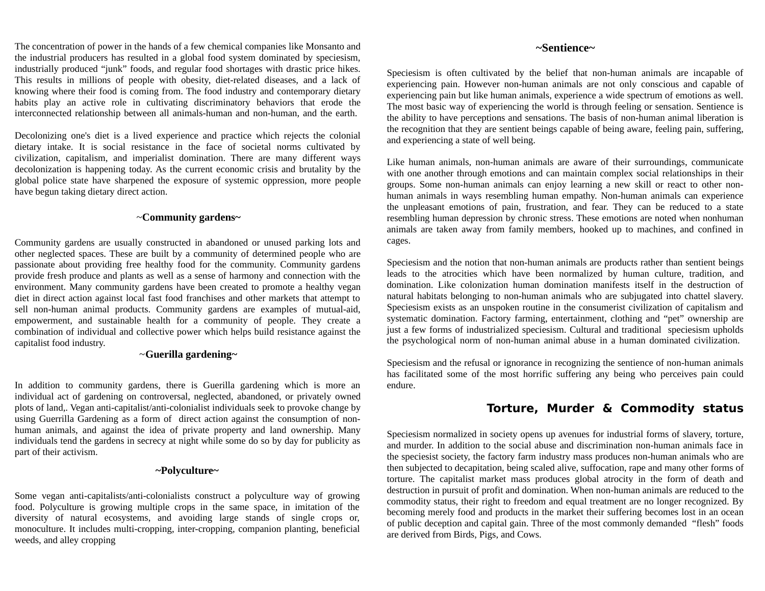The concentration of power in the hands of a few chemical companies like Monsanto and the industrial producers has resulted in a global food system dominated by speciesism, industrially produced "junk" foods, and regular food shortages with drastic price hikes. This results in millions of people with obesity, diet-related diseases, and a lack of knowing where their food is coming from. The food industry and contemporary dietary habits play an active role in cultivating discriminatory behaviors that erode the interconnected relationship between all animals-human and non-human, and the earth.

Decolonizing one's diet is a lived experience and practice which rejects the colonial dietary intake. It is social resistance in the face of societal norms cultivated by civilization, capitalism, and imperialist domination. There are many different ways decolonization is happening today. As the current economic crisis and brutality by the global police state have sharpened the exposure of systemic oppression, more people have begun taking dietary direct action.

### ~Community gardens~

Community gardens are usually constructed in abandoned or unused parking lots and other neglected spaces. These are built by a community of determined people who are passionate about providing free healthy food for the community. Community gardens provide fresh produce and plants as well as a sense of harmony and connection with the environment. Many community gardens have been created to promote a healthy vegan diet in direct action against local fast food franchises and other markets that attempt to sell non-human animal products. Community gardens are examples of mutual-aid, empowerment, and sustainable health for a community of people. They create a combination of individual and collective power which helps build resistance against the capitalist food industry.

### ~Guerilla gardening~

In addition to community gardens, there is Guerilla gardening which is more an individual act of gardening on controversal, neglected, abandoned, or privately owned plots of land,. Vegan anti-capitalist/anti-colonialist individuals seek to provoke change by using Guerrilla Gardening as a form of direct action against the consumption of non-human animals, and against the idea of private property and land ownership. Many individuals tend the gardens in secrecy at night while some do so by day for publicity as part of their activism.

### ~Polyculture~

Some vegan anti-capitalists/anti-colonialists construct a polyculture way of growing food. Polyculture is growing multiple crops in the same space, in imitation of the diversity of natural ecosystems, and avoiding large stands of single crops or, monoculture. It includes multi-cropping, inter-cropping, companion planting, beneficial weeds, and alley cropping

### ~Sentience~

Speciesism is often cultivated by the belief that non-human animals are incapable of experiencing pain. However non-human animals are not only conscious and capable of experiencing pain but like human animals, experience a wide spectrum of emotions as well. The most basic way of experiencing the world is through feeling or sensation. Sentience is the ability to have perceptions and sensations. The basis of non-human animal liberation is the recognition that they are sentient beings capable of being aware, feeling pain, suffering, and experiencing a state of well being.

Like human animals, non-human animals are aware of their surroundings, communicate with one another through emotions and can maintain complex social relationships in their groups. Some non-human animals can enjoy learning a new skill or react to other non-human animals in ways resembling human empathy. Non-human animals can experience the unpleasant emotions of pain, frustration, and fear. They can be reduced to a state resembling human depression by chronic stress. These emotions are noted when nonhuman animals are taken away from family members, hooked up to machines, and confined in cages.

Speciesism and the notion that non-human animals are products rather than sentient beings leads to the atrocities which have been normalized by human culture, tradition, and domination. Like colonization human domination manifests itself in the destruction of natural habitats belonging to non-human animals who are subjugated into chattel slavery. Speciesism exists as an unspoken routine in the consumerist civilization of capitalism and systematic domination. Factory farming, entertainment, clothing and "pet" ownership are just a few forms of industrialized speciesism. Cultural and traditional speciesism upholds the psychological norm of non-human animal abuse in a human dominated civilization.

Speciesism and the refusal or ignorance in recognizing the sentience of non-human animals has facilitated some of the most horrific suffering any being who perceives pain could endure.

## Torture, Murder & Commodity status

Speciesism normalized in society opens up avenues for industrial forms of slavery, torture, and murder. In addition to the social abuse and discrimination non-human animals face in the speciesist society, the factory farm industry mass produces non-human animals who are then subjected to decapitation, being scaled alive, suffocation, rape and many other forms of torture. The capitalist market mass produces global atrocity in the form of death and destruction in pursuit of profit and domination. When non-human animals are reduced to the commodity status, their right to freedom and equal treatment are no longer recognized. By becoming merely food and products in the market their suffering becomes lost in an ocean of public deception and capital gain. Three of the most commonly demanded "flesh" foods are derived from Birds, Pigs, and Cows.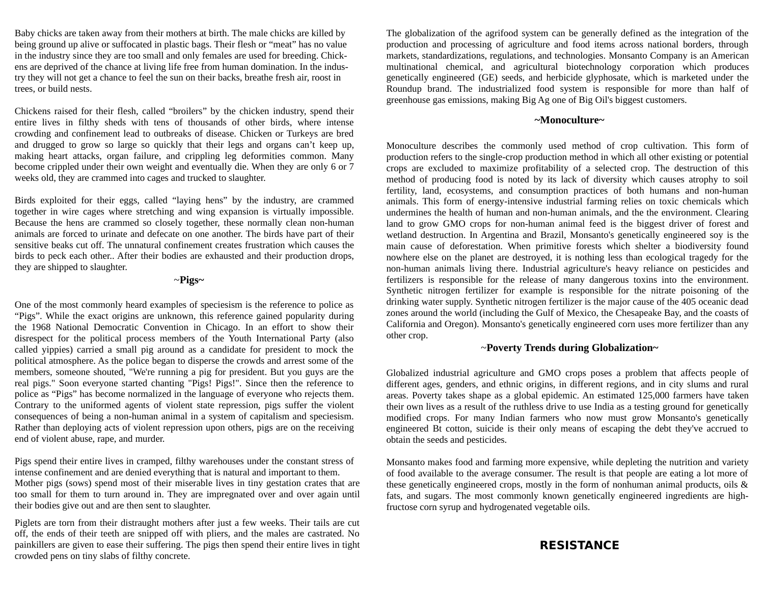Baby chicks are taken away from their mothers at birth. The male chicks are killed by being ground up alive or suffocated in plastic bags. Their flesh or "meat" has no value in the industry since they are too small and only females are used for breeding. Chickens are deprived of the chance at living life free from human domination. In the industry they will not get a chance to feel the sun on their backs, breathe fresh air, roost in trees, or build nests.

Chickens raised for their flesh, called "broilers" by the chicken industry, spend their entire lives in filthy sheds with tens of thousands of other birds, where intense crowding and confinement lead to outbreaks of disease. Chicken or Turkeys are bred and drugged to grow so large so quickly that their legs and organs can't keep up, making heart attacks, organ failure, and crippling leg deformities common. Many become crippled under their own weight and eventually die. When they are only 6 or 7 weeks old, they are crammed into cages and trucked to slaughter.

Birds exploited for their eggs, called "laying hens" by the industry, are crammed together in wire cages where stretching and wing expansion is virtually impossible. Because the hens are crammed so closely together, these normally clean non-human animals are forced to urinate and defecate on one another. The birds have part of their sensitive beaks cut off. The unnatural confinement creates frustration which causes the birds to peck each other.. After their bodies are exhausted and their production drops, they are shipped to slaughter.

### ~Pigs~

One of the most commonly heard examples of speciesism is the reference to police as "Pigs". While the exact origins are unknown, this reference gained popularity during the 1968 National Democratic Convention in Chicago. In an effort to show their disrespect for the political process members of the Youth International Party (also called yippies) carried a small pig around as a candidate for president to mock the political atmosphere. As the police began to disperse the crowds and arrest some of the members, someone shouted, "We're running a pig for president. But you guys are the real pigs." Soon everyone started chanting "Pigs! Pigs!". Since then the reference to police as "Pigs" has become normalized in the language of everyone who rejects them. Contrary to the uniformed agents of violent state repression, pigs suffer the violent consequences of being a non-human animal in a system of capitalism and speciesism. Rather than deploying acts of violent repression upon others, pigs are on the receiving end of violent abuse, rape, and murder.

Pigs spend their entire lives in cramped, filthy warehouses under the constant stress of intense confinement and are denied everything that is natural and important to them. Mother pigs (sows) spend most of their miserable lives in tiny gestation crates that are too small for them to turn around in. They are impregnated over and over again until their bodies give out and are then sent to slaughter.

Piglets are torn from their distraught mothers after just a few weeks. Their tails are cut off, the ends of their teeth are snipped off with pliers, and the males are castrated. No painkillers are given to ease their suffering. The pigs then spend their entire lives in tight crowded pens on tiny slabs of filthy concrete.

The globalization of the agrifood system can be generally defined as the integration of the production and processing of agriculture and food items across national borders, through markets, standardizations, regulations, and technologies. Monsanto Company is an American multinational chemical, and agricultural biotechnology corporation which produces genetically engineered (GE) seeds, and herbicide glyphosate, which is marketed under the Roundup brand. The industrialized food system is responsible for more than half of greenhouse gas emissions, making Big Ag one of Big Oil's biggest customers.

### ~Monoculture~

Monoculture describes the commonly used method of crop cultivation. This form of production refers to the single-crop production method in which all other existing or potential crops are excluded to maximize profitability of a selected crop. The destruction of this method of producing food is noted by its lack of diversity which causes atrophy to soil fertility, land, ecosystems, and consumption practices of both humans and non-human animals. This form of energy-intensive industrial farming relies on toxic chemicals which undermines the health of human and non-human animals, and the the environment. Clearing land to grow GMO crops for non-human animal feed is the biggest driver of forest and wetland destruction. In Argentina and Brazil, Monsanto's genetically engineered soy is the main cause of deforestation. When primitive forests which shelter a biodiversity found nowhere else on the planet are destroyed, it is nothing less than ecological tragedy for the non-human animals living there. Industrial agriculture's heavy reliance on pesticides and fertilizers is responsible for the release of many dangerous toxins into the environment. Synthetic nitrogen fertilizer for example is responsible for the nitrate poisoning of the drinking water supply. Synthetic nitrogen fertilizer is the major cause of the 405 oceanic dead zones around the world (including the Gulf of Mexico, the Chesapeake Bay, and the coasts of California and Oregon). Monsanto's genetically engineered corn uses more fertilizer than any other crop.

### ~Poverty Trends during Globalization~

Globalized industrial agriculture and GMO crops poses a problem that affects people of different ages, genders, and ethnic origins, in different regions, and in city slums and rural areas. Poverty takes shape as a global epidemic. An estimated 125,000 farmers have taken their own lives as a result of the ruthless drive to use India as a testing ground for genetically modified crops. For many Indian farmers who now must grow Monsanto's genetically engineered Bt cotton, suicide is their only means of escaping the debt they've accrued to obtain the seeds and pesticides.

Monsanto makes food and farming more expensive, while depleting the nutrition and variety of food available to the average consumer. The result is that people are eating a lot more of these genetically engineered crops, mostly in the form of nonhuman animal products, oils & fats, and sugars. The most commonly known genetically engineered ingredients are high-fructose corn syrup and hydrogenated vegetable oils.

## RESISTANCE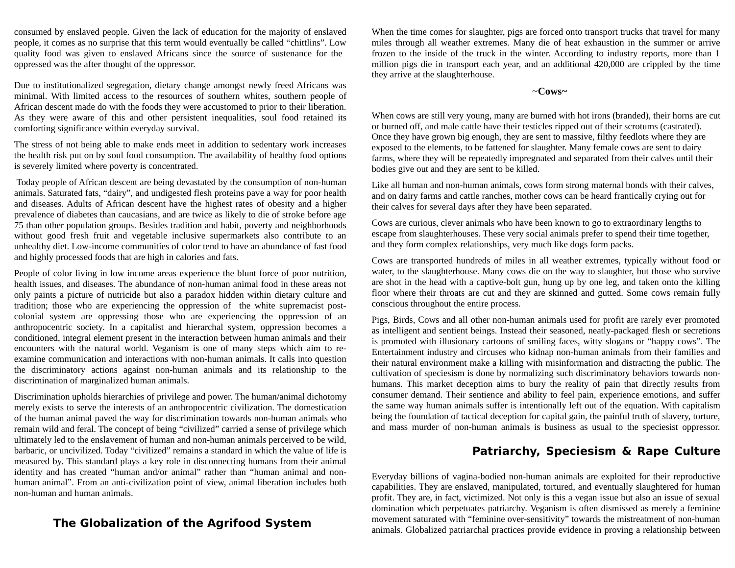consumed by enslaved people. Given the lack of education for the majority of enslaved people, it comes as no surprise that this term would eventually be called "chittlins". Low quality food was given to enslaved Africans since the source of sustenance for the oppressed was the after thought of the oppressor.

Due to institutionalized segregation, dietary change amongst newly freed Africans was minimal. With limited access to the resources of southern whites, southern people of African descent made do with the foods they were accustomed to prior to their liberation. As they were aware of this and other persistent inequalities, soul food retained its comforting significance within everyday survival.

The stress of not being able to make ends meet in addition to sedentary work increases the health risk put on by soul food consumption. The availability of healthy food options is severely limited where poverty is concentrated.

Today people of African descent are being devastated by the consumption of non-human animals. Saturated fats, "dairy", and undigested flesh proteins pave a way for poor health and diseases. Adults of African descent have the highest rates of obesity and a higher prevalence of diabetes than caucasians, and are twice as likely to die of stroke before age 75 than other population groups. Besides tradition and habit, poverty and neighborhoods without good fresh fruit and vegetable inclusive supermarkets also contribute to an unhealthy diet. Low-income communities of color tend to have an abundance of fast food and highly processed foods that are high in calories and fats.

People of color living in low income areas experience the blunt force of poor nutrition, health issues, and diseases. The abundance of non-human animal food in these areas not only paints a picture of nutricide but also a paradox hidden within dietary culture and tradition; those who are experiencing the oppression of the white supremacist post-colonial system are oppressing those who are experiencing the oppression of an anthropocentric society. In a capitalist and hierarchal system, oppression becomes a conditioned, integral element present in the interaction between human animals and their encounters with the natural world. Veganism is one of many steps which aim to re-examine communication and interactions with non-human animals. It calls into question the discriminatory actions against non-human animals and its relationship to the discrimination of marginalized human animals.

Discrimination upholds hierarchies of privilege and power. The human/animal dichotomy merely exists to serve the interests of an anthropocentric civilization. The domestication of the human animal paved the way for discrimination towards non-human animals who remain wild and feral. The concept of being "civilized" carried a sense of privilege which ultimately led to the enslavement of human and non-human animals perceived to be wild, barbaric, or uncivilized. Today "civilized" remains a standard in which the value of life is measured by. This standard plays a key role in disconnecting humans from their animal identity and has created "human and/or animal" rather than "human animal and non-human animal". From an anti-civilization point of view, animal liberation includes both non-human and human animals.

## The Globalization of the Agrifood System

When the time comes for slaughter, pigs are forced onto transport trucks that travel for many miles through all weather extremes. Many die of heat exhaustion in the summer or arrive frozen to the inside of the truck in the winter. According to industry reports, more than 1 million pigs die in transport each year, and an additional 420,000 are crippled by the time they arrive at the slaughterhouse.

### ~Cows~

When cows are still very young, many are burned with hot irons (branded), their horns are cut or burned off, and male cattle have their testicles ripped out of their scrotums (castrated). Once they have grown big enough, they are sent to massive, filthy feedlots where they are exposed to the elements, to be fattened for slaughter. Many female cows are sent to dairy farms, where they will be repeatedly impregnated and separated from their calves until their bodies give out and they are sent to be killed.

Like all human and non-human animals, cows form strong maternal bonds with their calves, and on dairy farms and cattle ranches, mother cows can be heard frantically crying out for their calves for several days after they have been separated.

Cows are curious, clever animals who have been known to go to extraordinary lengths to escape from slaughterhouses. These very social animals prefer to spend their time together, and they form complex relationships, very much like dogs form packs.

Cows are transported hundreds of miles in all weather extremes, typically without food or water, to the slaughterhouse. Many cows die on the way to slaughter, but those who survive are shot in the head with a captive-bolt gun, hung up by one leg, and taken onto the killing floor where their throats are cut and they are skinned and gutted. Some cows remain fully conscious throughout the entire process.

Pigs, Birds, Cows and all other non-human animals used for profit are rarely ever promoted as intelligent and sentient beings. Instead their seasoned, neatly-packaged flesh or secretions is promoted with illusionary cartoons of smiling faces, witty slogans or "happy cows". The Entertainment industry and circuses who kidnap non-human animals from their families and their natural environment make a killing with misinformation and distracting the public. The cultivation of speciesism is done by normalizing such discriminatory behaviors towards non-humans. This market deception aims to bury the reality of pain that directly results from consumer demand. Their sentience and ability to feel pain, experience emotions, and suffer the same way human animals suffer is intentionally left out of the equation. With capitalism being the foundation of tactical deception for capital gain, the painful truth of slavery, torture, and mass murder of non-human animals is business as usual to the speciesist oppressor.

## Patriarchy, Speciesism & Rape Culture

Everyday billions of vagina-bodied non-human animals are exploited for their reproductive capabilities. They are enslaved, manipulated, tortured, and eventually slaughtered for human profit. They are, in fact, victimized. Not only is this a vegan issue but also an issue of sexual domination which perpetuates patriarchy. Veganism is often dismissed as merely a feminine movement saturated with "feminine over-sensitivity" towards the mistreatment of non-human animals. Globalized patriarchal practices provide evidence in proving a relationship between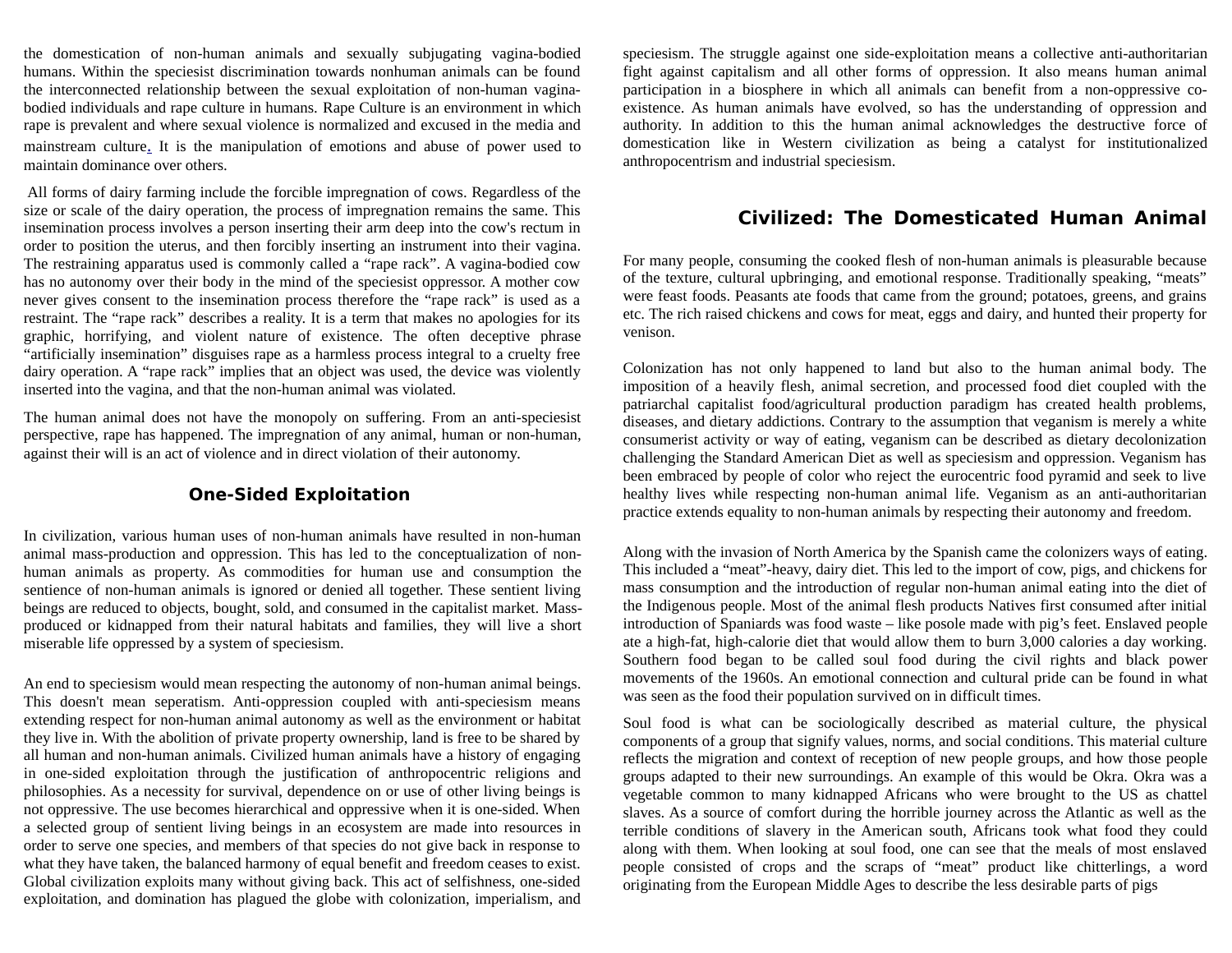the domestication of non-human animals and sexually subjugating vagina-bodied humans. Within the speciesist discrimination towards nonhuman animals can be found the interconnected relationship between the sexual exploitation of non-human vagina-bodied individuals and rape culture in humans. Rape Culture is an environment in which rape is prevalent and where sexual violence is normalized and excused in the media and mainstream culture. It is the manipulation of emotions and abuse of power used to maintain dominance over others.

All forms of dairy farming include the forcible impregnation of cows. Regardless of the size or scale of the dairy operation, the process of impregnation remains the same. This insemination process involves a person inserting their arm deep into the cow's rectum in order to position the uterus, and then forcibly inserting an instrument into their vagina. The restraining apparatus used is commonly called a "rape rack". A vagina-bodied cow has no autonomy over their body in the mind of the speciesist oppressor. A mother cow never gives consent to the insemination process therefore the "rape rack" is used as a restraint. The "rape rack" describes a reality. It is a term that makes no apologies for its graphic, horrifying, and violent nature of existence. The often deceptive phrase "artificially insemination" disguises rape as a harmless process integral to a cruelty free dairy operation. A "rape rack" implies that an object was used, the device was violently inserted into the vagina, and that the non-human animal was violated.

The human animal does not have the monopoly on suffering. From an anti-speciesist perspective, rape has happened. The impregnation of any animal, human or non-human, against their will is an act of violence and in direct violation of their autonomy.

## One-Sided Exploitation

In civilization, various human uses of non-human animals have resulted in non-human animal mass-production and oppression. This has led to the conceptualization of non-human animals as property. As commodities for human use and consumption the sentience of non-human animals is ignored or denied all together. These sentient living beings are reduced to objects, bought, sold, and consumed in the capitalist market. Mass-produced or kidnapped from their natural habitats and families, they will live a short miserable life oppressed by a system of speciesism.

An end to speciesism would mean respecting the autonomy of non-human animal beings. This doesn't mean seperatism. Anti-oppression coupled with anti-speciesism means extending respect for non-human animal autonomy as well as the environment or habitat they live in. With the abolition of private property ownership, land is free to be shared by all human and non-human animals. Civilized human animals have a history of engaging in one-sided exploitation through the justification of anthropocentric religions and philosophies. As a necessity for survival, dependence on or use of other living beings is not oppressive. The use becomes hierarchical and oppressive when it is one-sided. When a selected group of sentient living beings in an ecosystem are made into resources in order to serve one species, and members of that species do not give back in response to what they have taken, the balanced harmony of equal benefit and freedom ceases to exist. Global civilization exploits many without giving back. This act of selfishness, one-sided exploitation, and domination has plagued the globe with colonization, imperialism, and speciesism. The struggle against one side-exploitation means a collective anti-authoritarian fight against capitalism and all other forms of oppression. It also means human animal participation in a biosphere in which all animals can benefit from a non-oppressive co-existence. As human animals have evolved, so has the understanding of oppression and authority. In addition to this the human animal acknowledges the destructive force of domestication like in Western civilization as being a catalyst for institutionalized anthropocentrism and industrial speciesism.

## Civilized: The Domesticated Human Animal

For many people, consuming the cooked flesh of non-human animals is pleasurable because of the texture, cultural upbringing, and emotional response. Traditionally speaking, "meats" were feast foods. Peasants ate foods that came from the ground; potatoes, greens, and grains etc. The rich raised chickens and cows for meat, eggs and dairy, and hunted their property for venison.

Colonization has not only happened to land but also to the human animal body. The imposition of a heavily flesh, animal secretion, and processed food diet coupled with the patriarchal capitalist food/agricultural production paradigm has created health problems, diseases, and dietary addictions. Contrary to the assumption that veganism is merely a white consumerist activity or way of eating, veganism can be described as dietary decolonization challenging the Standard American Diet as well as speciesism and oppression. Veganism has been embraced by people of color who reject the eurocentric food pyramid and seek to live healthy lives while respecting non-human animal life. Veganism as an anti-authoritarian practice extends equality to non-human animals by respecting their autonomy and freedom.

Along with the invasion of North America by the Spanish came the colonizers ways of eating. This included a "meat"-heavy, dairy diet. This led to the import of cow, pigs, and chickens for mass consumption and the introduction of regular non-human animal eating into the diet of the Indigenous people. Most of the animal flesh products Natives first consumed after initial introduction of Spaniards was food waste – like posole made with pig's feet. Enslaved people ate a high-fat, high-calorie diet that would allow them to burn 3,000 calories a day working. Southern food began to be called soul food during the civil rights and black power movements of the 1960s. An emotional connection and cultural pride can be found in what was seen as the food their population survived on in difficult times.

Soul food is what can be sociologically described as material culture, the physical components of a group that signify values, norms, and social conditions. This material culture reflects the migration and context of reception of new people groups, and how those people groups adapted to their new surroundings. An example of this would be Okra. Okra was a vegetable common to many kidnapped Africans who were brought to the US as chattel slaves. As a source of comfort during the horrible journey across the Atlantic as well as the terrible conditions of slavery in the American south, Africans took what food they could along with them. When looking at soul food, one can see that the meals of most enslaved people consisted of crops and the scraps of "meat" product like chitterlings, a word originating from the European Middle Ages to describe the less desirable parts of pigs